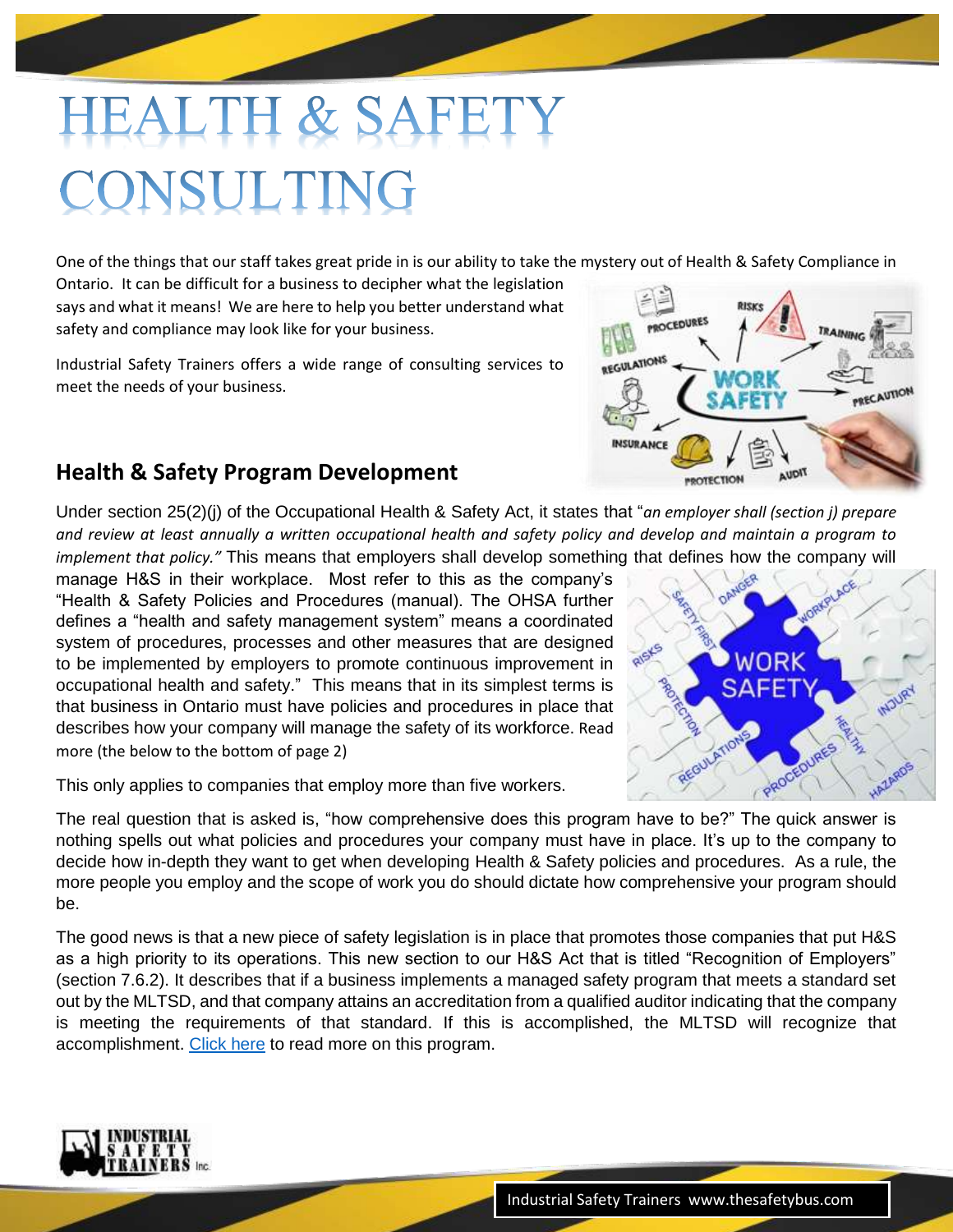# HEALTH & SAFETY CONSULTING

One of the things that our staff takes great pride in is our ability to take the mystery out of Health & Safety Compliance in Ontario. It can be difficult for a business to decipher what the legislation says and what it means! We are here to help you better understand what safety and compliance may look like for your business.

Industrial Safety Trainers offers a wide range of consulting services to meet the needs of your business.

## Health & Safety Program Development

Under section 25(2)(j) of the Occupational Health & Safety Act, it states that "*an employer shall (section j) prepare and review at least annually a written occupational health and safety policy and develop and maintain a program to implement that policy."* This means that employers shall develop something that defines how the company will manage H&S in their workplace. Most refer to this as the company's "Health & Safety Policies and Procedures (manual). The OHSA further defines a "health and safety management system" means a coordinated system of procedures, processes and other measures that are designed to be implemented by employers to promote continuous improvement in occupational health and safety." This means that in its simplest terms is that business in Ontario must have policies and procedures in place that describes how your company will manage the safety of its workforce. Read more (the below to the bottom of page 2)

This only applies to companies that employ more than five workers.

The real question that is asked is, "how comprehensive does this program have to be?" The quick answer is nothing spells out what policies and procedures your company must have in place. It's up to the company to decide how in-depth they want to get when developing Health & Safety policies and procedures. As a rule, the more people you employ and the scope of work you do should dictate how comprehensive your program should be.

The good news is that a new piece of safety legislation is in place that promotes those companies that put H&S as a high priority to its operations. This new section to our H&S Act that is titled "Recognition of Employers" (section 7.6.2). It describes that if a business implements a managed safety program that meets a standard set out by the MLTSD, and that company attains an accreditation from a qualified auditor indicating that the company is meeting the requirements of that standard. If this is accomplished, the MLTSD will recognize that accomplishment. Click here to read more on this program.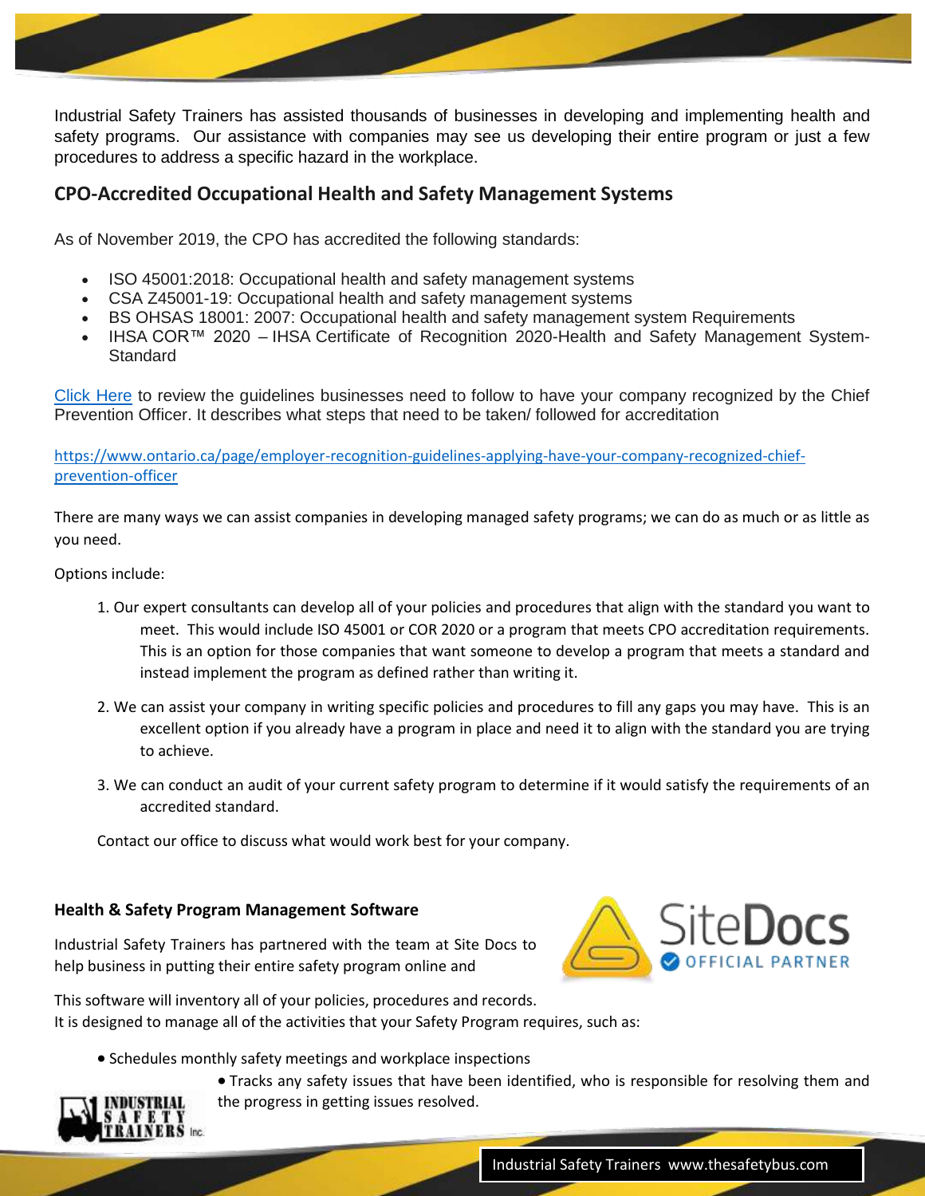Industrial Safety Trainers has assisted thousands of businesses in developing and implementing health and safety programs. Our assistance with companies may see us developing their entire program or just a few procedures to address a specific hazard in the workplace.

## CPO-Accredited Occupational Health and Safety Management Systems

As of November 2019, the CPO has accredited the following standards:

- ISO 45001:2018: Occupational health and safety management systems
- CSA Z45001-19: Occupational health and safety management systems
- BS OHSAS 18001: 2007: Occupational health and safety management system Requirements
- IHSA COR™ 2020 – IHSA Certificate of Recognition 2020-Health and Safety Management System-Standard

Click Here to review the guidelines businesses need to follow to have your company recognized by the Chief Prevention Officer. It describes what steps that need to be taken/ followed for accreditation

https://www.ontario.ca/page/employer-recognition-guidelines-applying-have-your-company-recognized-chief-prevention-officer

There are many ways we can assist companies in developing managed safety programs; we can do as much or as little as you need.

Options include:

1. Our expert consultants can develop all of your policies and procedures that align with the standard you want to meet. This would include ISO 45001 or COR 2020 or a program that meets CPO accreditation requirements. This is an option for those companies that want someone to develop a program that meets a standard and instead implement the program as defined rather than writing it.
2. We can assist your company in writing specific policies and procedures to fill any gaps you may have. This is an excellent option if you already have a program in place and need it to align with the standard you are trying to achieve.
3. We can conduct an audit of your current safety program to determine if it would satisfy the requirements of an accredited standard.

Contact our office to discuss what would work best for your company.

### Health & Safety Program Management Software

Industrial Safety Trainers has partnered with the team at Site Docs to help business in putting their entire safety program online and

This software will inventory all of your policies, procedures and records.
It is designed to manage all of the activities that your Safety Program requires, such as:

- Schedules monthly safety meetings and workplace inspections
- Tracks any safety issues that have been identified, who is responsible for resolving them and the progress in getting issues resolved.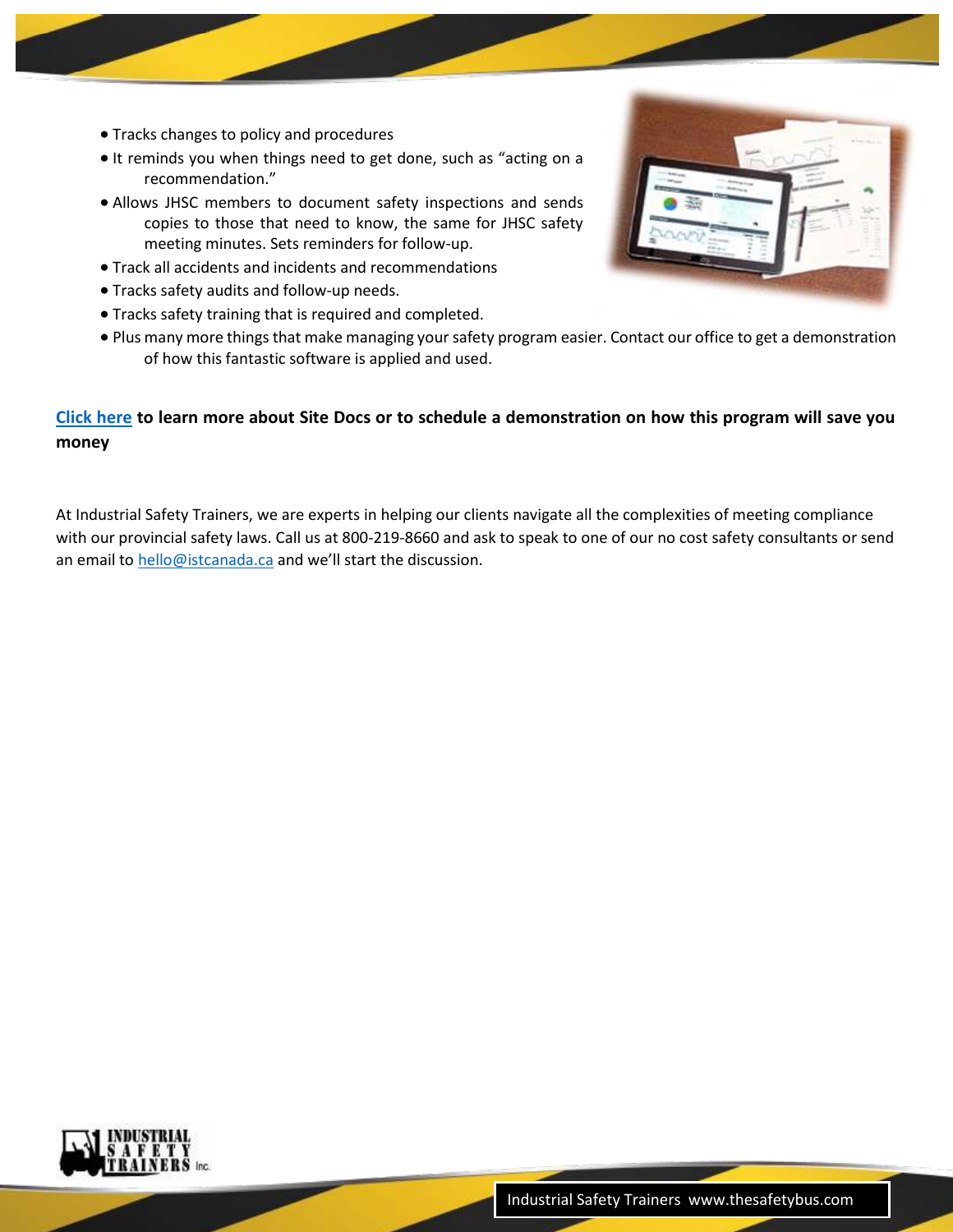- Tracks changes to policy and procedures
- It reminds you when things need to get done, such as "acting on a recommendation."
- Allows JHSC members to document safety inspections and sends copies to those that need to know, the same for JHSC safety meeting minutes. Sets reminders for follow-up.
- Track all accidents and incidents and recommendations
- Tracks safety audits and follow-up needs.
- Tracks safety training that is required and completed.
- Plus many more things that make managing your safety program easier. Contact our office to get a demonstration of how this fantastic software is applied and used.

**Click here to learn more about Site Docs or to schedule a demonstration on how this program will save you money**

At Industrial Safety Trainers, we are experts in helping our clients navigate all the complexities of meeting compliance with our provincial safety laws. Call us at 800-219-8660 and ask to speak to one of our no cost safety consultants or send an email to hello@istcanada.ca and we'll start the discussion.